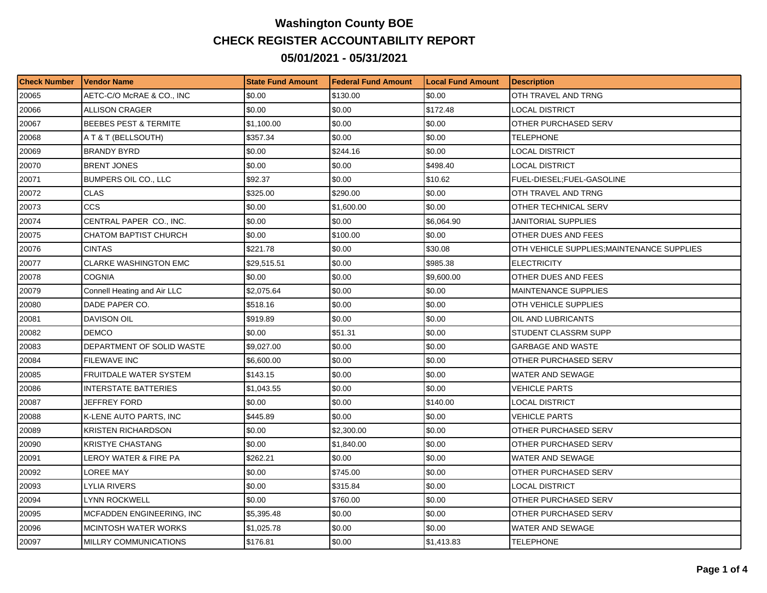# Washington County BOE

## CHECK REGISTER ACCOUNTABILITY REPORT

## 05/01/2021 - 05/31/2021

| Check Number | Vendor Name | State Fund Amount | Federal Fund Amount | Local Fund Amount | Description |
|---|---|---|---|---|---|
| 20065 | AETC-C/O McRAE & CO., INC | $0.00 | $130.00 | $0.00 | OTH TRAVEL AND TRNG |
| 20066 | ALLISON CRAGER | $0.00 | $0.00 | $172.48 | LOCAL DISTRICT |
| 20067 | BEEBES PEST & TERMITE | $1,100.00 | $0.00 | $0.00 | OTHER PURCHASED SERV |
| 20068 | A T & T (BELLSOUTH) | $357.34 | $0.00 | $0.00 | TELEPHONE |
| 20069 | BRANDY BYRD | $0.00 | $244.16 | $0.00 | LOCAL DISTRICT |
| 20070 | BRENT JONES | $0.00 | $0.00 | $498.40 | LOCAL DISTRICT |
| 20071 | BUMPERS OIL CO., LLC | $92.37 | $0.00 | $10.62 | FUEL-DIESEL;FUEL-GASOLINE |
| 20072 | CLAS | $325.00 | $290.00 | $0.00 | OTH TRAVEL AND TRNG |
| 20073 | CCS | $0.00 | $1,600.00 | $0.00 | OTHER TECHNICAL SERV |
| 20074 | CENTRAL PAPER CO., INC. | $0.00 | $0.00 | $6,064.90 | JANITORIAL SUPPLIES |
| 20075 | CHATOM BAPTIST CHURCH | $0.00 | $100.00 | $0.00 | OTHER DUES AND FEES |
| 20076 | CINTAS | $221.78 | $0.00 | $30.08 | OTH VEHICLE SUPPLIES;MAINTENANCE SUPPLIES |
| 20077 | CLARKE WASHINGTON EMC | $29,515.51 | $0.00 | $985.38 | ELECTRICITY |
| 20078 | COGNIA | $0.00 | $0.00 | $9,600.00 | OTHER DUES AND FEES |
| 20079 | Connell Heating and Air LLC | $2,075.64 | $0.00 | $0.00 | MAINTENANCE SUPPLIES |
| 20080 | DADE PAPER CO. | $518.16 | $0.00 | $0.00 | OTH VEHICLE SUPPLIES |
| 20081 | DAVISON OIL | $919.89 | $0.00 | $0.00 | OIL AND LUBRICANTS |
| 20082 | DEMCO | $0.00 | $51.31 | $0.00 | STUDENT CLASSRM SUPP |
| 20083 | DEPARTMENT OF SOLID WASTE | $9,027.00 | $0.00 | $0.00 | GARBAGE AND WASTE |
| 20084 | FILEWAVE INC | $6,600.00 | $0.00 | $0.00 | OTHER PURCHASED SERV |
| 20085 | FRUITDALE WATER SYSTEM | $143.15 | $0.00 | $0.00 | WATER AND SEWAGE |
| 20086 | INTERSTATE BATTERIES | $1,043.55 | $0.00 | $0.00 | VEHICLE PARTS |
| 20087 | JEFFREY FORD | $0.00 | $0.00 | $140.00 | LOCAL DISTRICT |
| 20088 | K-LENE AUTO PARTS, INC | $445.89 | $0.00 | $0.00 | VEHICLE PARTS |
| 20089 | KRISTEN RICHARDSON | $0.00 | $2,300.00 | $0.00 | OTHER PURCHASED SERV |
| 20090 | KRISTYE CHASTANG | $0.00 | $1,840.00 | $0.00 | OTHER PURCHASED SERV |
| 20091 | LEROY WATER & FIRE PA | $262.21 | $0.00 | $0.00 | WATER AND SEWAGE |
| 20092 | LOREE MAY | $0.00 | $745.00 | $0.00 | OTHER PURCHASED SERV |
| 20093 | LYLIA RIVERS | $0.00 | $315.84 | $0.00 | LOCAL DISTRICT |
| 20094 | LYNN ROCKWELL | $0.00 | $760.00 | $0.00 | OTHER PURCHASED SERV |
| 20095 | MCFADDEN ENGINEERING, INC | $5,395.48 | $0.00 | $0.00 | OTHER PURCHASED SERV |
| 20096 | MCINTOSH WATER WORKS | $1,025.78 | $0.00 | $0.00 | WATER AND SEWAGE |
| 20097 | MILLRY COMMUNICATIONS | $176.81 | $0.00 | $1,413.83 | TELEPHONE |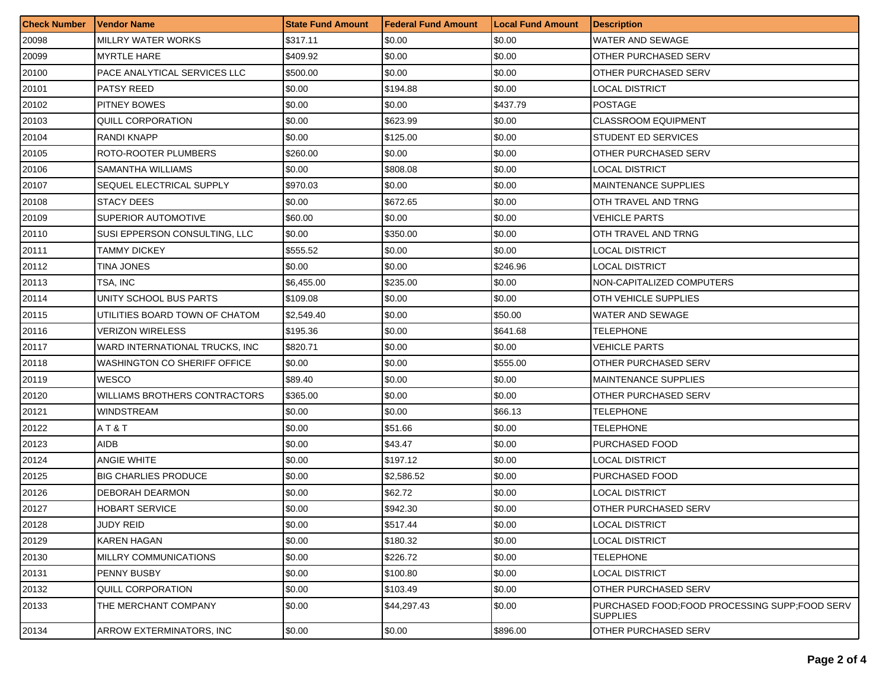| Check Number | Vendor Name | State Fund Amount | Federal Fund Amount | Local Fund Amount | Description |
|---|---|---|---|---|---|
| 20098 | MILLRY WATER WORKS | $317.11 | $0.00 | $0.00 | WATER AND SEWAGE |
| 20099 | MYRTLE HARE | $409.92 | $0.00 | $0.00 | OTHER PURCHASED SERV |
| 20100 | PACE ANALYTICAL SERVICES LLC | $500.00 | $0.00 | $0.00 | OTHER PURCHASED SERV |
| 20101 | PATSY REED | $0.00 | $194.88 | $0.00 | LOCAL DISTRICT |
| 20102 | PITNEY BOWES | $0.00 | $0.00 | $437.79 | POSTAGE |
| 20103 | QUILL CORPORATION | $0.00 | $623.99 | $0.00 | CLASSROOM EQUIPMENT |
| 20104 | RANDI KNAPP | $0.00 | $125.00 | $0.00 | STUDENT ED SERVICES |
| 20105 | ROTO-ROOTER PLUMBERS | $260.00 | $0.00 | $0.00 | OTHER PURCHASED SERV |
| 20106 | SAMANTHA WILLIAMS | $0.00 | $808.08 | $0.00 | LOCAL DISTRICT |
| 20107 | SEQUEL ELECTRICAL SUPPLY | $970.03 | $0.00 | $0.00 | MAINTENANCE SUPPLIES |
| 20108 | STACY DEES | $0.00 | $672.65 | $0.00 | OTH TRAVEL AND TRNG |
| 20109 | SUPERIOR AUTOMOTIVE | $60.00 | $0.00 | $0.00 | VEHICLE PARTS |
| 20110 | SUSI EPPERSON CONSULTING, LLC | $0.00 | $350.00 | $0.00 | OTH TRAVEL AND TRNG |
| 20111 | TAMMY DICKEY | $555.52 | $0.00 | $0.00 | LOCAL DISTRICT |
| 20112 | TINA JONES | $0.00 | $0.00 | $246.96 | LOCAL DISTRICT |
| 20113 | TSA, INC | $6,455.00 | $235.00 | $0.00 | NON-CAPITALIZED COMPUTERS |
| 20114 | UNITY SCHOOL BUS PARTS | $109.08 | $0.00 | $0.00 | OTH VEHICLE SUPPLIES |
| 20115 | UTILITIES BOARD TOWN OF CHATOM | $2,549.40 | $0.00 | $50.00 | WATER AND SEWAGE |
| 20116 | VERIZON WIRELESS | $195.36 | $0.00 | $641.68 | TELEPHONE |
| 20117 | WARD INTERNATIONAL TRUCKS, INC | $820.71 | $0.00 | $0.00 | VEHICLE PARTS |
| 20118 | WASHINGTON CO SHERIFF OFFICE | $0.00 | $0.00 | $555.00 | OTHER PURCHASED SERV |
| 20119 | WESCO | $89.40 | $0.00 | $0.00 | MAINTENANCE SUPPLIES |
| 20120 | WILLIAMS BROTHERS CONTRACTORS | $365.00 | $0.00 | $0.00 | OTHER PURCHASED SERV |
| 20121 | WINDSTREAM | $0.00 | $0.00 | $66.13 | TELEPHONE |
| 20122 | A T & T | $0.00 | $51.66 | $0.00 | TELEPHONE |
| 20123 | AIDB | $0.00 | $43.47 | $0.00 | PURCHASED FOOD |
| 20124 | ANGIE WHITE | $0.00 | $197.12 | $0.00 | LOCAL DISTRICT |
| 20125 | BIG CHARLIES PRODUCE | $0.00 | $2,586.52 | $0.00 | PURCHASED FOOD |
| 20126 | DEBORAH DEARMON | $0.00 | $62.72 | $0.00 | LOCAL DISTRICT |
| 20127 | HOBART SERVICE | $0.00 | $942.30 | $0.00 | OTHER PURCHASED SERV |
| 20128 | JUDY REID | $0.00 | $517.44 | $0.00 | LOCAL DISTRICT |
| 20129 | KAREN HAGAN | $0.00 | $180.32 | $0.00 | LOCAL DISTRICT |
| 20130 | MILLRY COMMUNICATIONS | $0.00 | $226.72 | $0.00 | TELEPHONE |
| 20131 | PENNY BUSBY | $0.00 | $100.80 | $0.00 | LOCAL DISTRICT |
| 20132 | QUILL CORPORATION | $0.00 | $103.49 | $0.00 | OTHER PURCHASED SERV |
| 20133 | THE MERCHANT COMPANY | $0.00 | $44,297.43 | $0.00 | PURCHASED FOOD;FOOD PROCESSING SUPP;FOOD SERV SUPPLIES |
| 20134 | ARROW EXTERMINATORS, INC | $0.00 | $0.00 | $896.00 | OTHER PURCHASED SERV |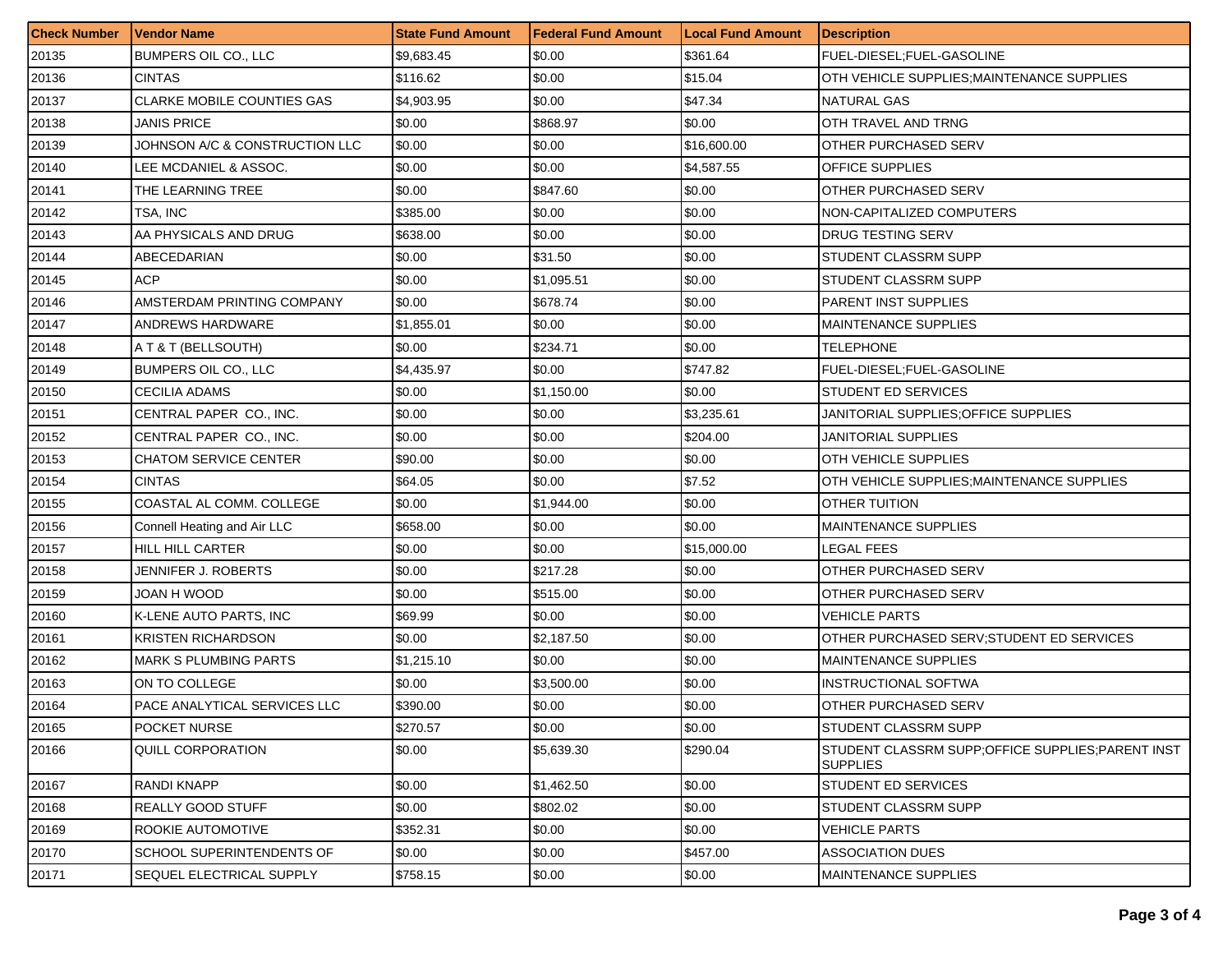| Check Number | Vendor Name | State Fund Amount | Federal Fund Amount | Local Fund Amount | Description |
|---|---|---|---|---|---|
| 20135 | BUMPERS OIL CO., LLC | $9,683.45 | $0.00 | $361.64 | FUEL-DIESEL;FUEL-GASOLINE |
| 20136 | CINTAS | $116.62 | $0.00 | $15.04 | OTH VEHICLE SUPPLIES;MAINTENANCE SUPPLIES |
| 20137 | CLARKE MOBILE COUNTIES GAS | $4,903.95 | $0.00 | $47.34 | NATURAL GAS |
| 20138 | JANIS PRICE | $0.00 | $868.97 | $0.00 | OTH TRAVEL AND TRNG |
| 20139 | JOHNSON A/C & CONSTRUCTION LLC | $0.00 | $0.00 | $16,600.00 | OTHER PURCHASED SERV |
| 20140 | LEE MCDANIEL & ASSOC. | $0.00 | $0.00 | $4,587.55 | OFFICE SUPPLIES |
| 20141 | THE LEARNING TREE | $0.00 | $847.60 | $0.00 | OTHER PURCHASED SERV |
| 20142 | TSA, INC | $385.00 | $0.00 | $0.00 | NON-CAPITALIZED COMPUTERS |
| 20143 | AA PHYSICALS AND DRUG | $638.00 | $0.00 | $0.00 | DRUG TESTING SERV |
| 20144 | ABECEDARIAN | $0.00 | $31.50 | $0.00 | STUDENT CLASSRM SUPP |
| 20145 | ACP | $0.00 | $1,095.51 | $0.00 | STUDENT CLASSRM SUPP |
| 20146 | AMSTERDAM PRINTING COMPANY | $0.00 | $678.74 | $0.00 | PARENT INST SUPPLIES |
| 20147 | ANDREWS HARDWARE | $1,855.01 | $0.00 | $0.00 | MAINTENANCE SUPPLIES |
| 20148 | A T & T (BELLSOUTH) | $0.00 | $234.71 | $0.00 | TELEPHONE |
| 20149 | BUMPERS OIL CO., LLC | $4,435.97 | $0.00 | $747.82 | FUEL-DIESEL;FUEL-GASOLINE |
| 20150 | CECILIA ADAMS | $0.00 | $1,150.00 | $0.00 | STUDENT ED SERVICES |
| 20151 | CENTRAL PAPER CO., INC. | $0.00 | $0.00 | $3,235.61 | JANITORIAL SUPPLIES;OFFICE SUPPLIES |
| 20152 | CENTRAL PAPER CO., INC. | $0.00 | $0.00 | $204.00 | JANITORIAL SUPPLIES |
| 20153 | CHATOM SERVICE CENTER | $90.00 | $0.00 | $0.00 | OTH VEHICLE SUPPLIES |
| 20154 | CINTAS | $64.05 | $0.00 | $7.52 | OTH VEHICLE SUPPLIES;MAINTENANCE SUPPLIES |
| 20155 | COASTAL AL COMM. COLLEGE | $0.00 | $1,944.00 | $0.00 | OTHER TUITION |
| 20156 | Connell Heating and Air LLC | $658.00 | $0.00 | $0.00 | MAINTENANCE SUPPLIES |
| 20157 | HILL HILL CARTER | $0.00 | $0.00 | $15,000.00 | LEGAL FEES |
| 20158 | JENNIFER J. ROBERTS | $0.00 | $217.28 | $0.00 | OTHER PURCHASED SERV |
| 20159 | JOAN H WOOD | $0.00 | $515.00 | $0.00 | OTHER PURCHASED SERV |
| 20160 | K-LENE AUTO PARTS, INC | $69.99 | $0.00 | $0.00 | VEHICLE PARTS |
| 20161 | KRISTEN RICHARDSON | $0.00 | $2,187.50 | $0.00 | OTHER PURCHASED SERV;STUDENT ED SERVICES |
| 20162 | MARK S PLUMBING PARTS | $1,215.10 | $0.00 | $0.00 | MAINTENANCE SUPPLIES |
| 20163 | ON TO COLLEGE | $0.00 | $3,500.00 | $0.00 | INSTRUCTIONAL SOFTWA |
| 20164 | PACE ANALYTICAL SERVICES LLC | $390.00 | $0.00 | $0.00 | OTHER PURCHASED SERV |
| 20165 | POCKET NURSE | $270.57 | $0.00 | $0.00 | STUDENT CLASSRM SUPP |
| 20166 | QUILL CORPORATION | $0.00 | $5,639.30 | $290.04 | STUDENT CLASSRM SUPP;OFFICE SUPPLIES;PARENT INST SUPPLIES |
| 20167 | RANDI KNAPP | $0.00 | $1,462.50 | $0.00 | STUDENT ED SERVICES |
| 20168 | REALLY GOOD STUFF | $0.00 | $802.02 | $0.00 | STUDENT CLASSRM SUPP |
| 20169 | ROOKIE AUTOMOTIVE | $352.31 | $0.00 | $0.00 | VEHICLE PARTS |
| 20170 | SCHOOL SUPERINTENDENTS OF | $0.00 | $0.00 | $457.00 | ASSOCIATION DUES |
| 20171 | SEQUEL ELECTRICAL SUPPLY | $758.15 | $0.00 | $0.00 | MAINTENANCE SUPPLIES |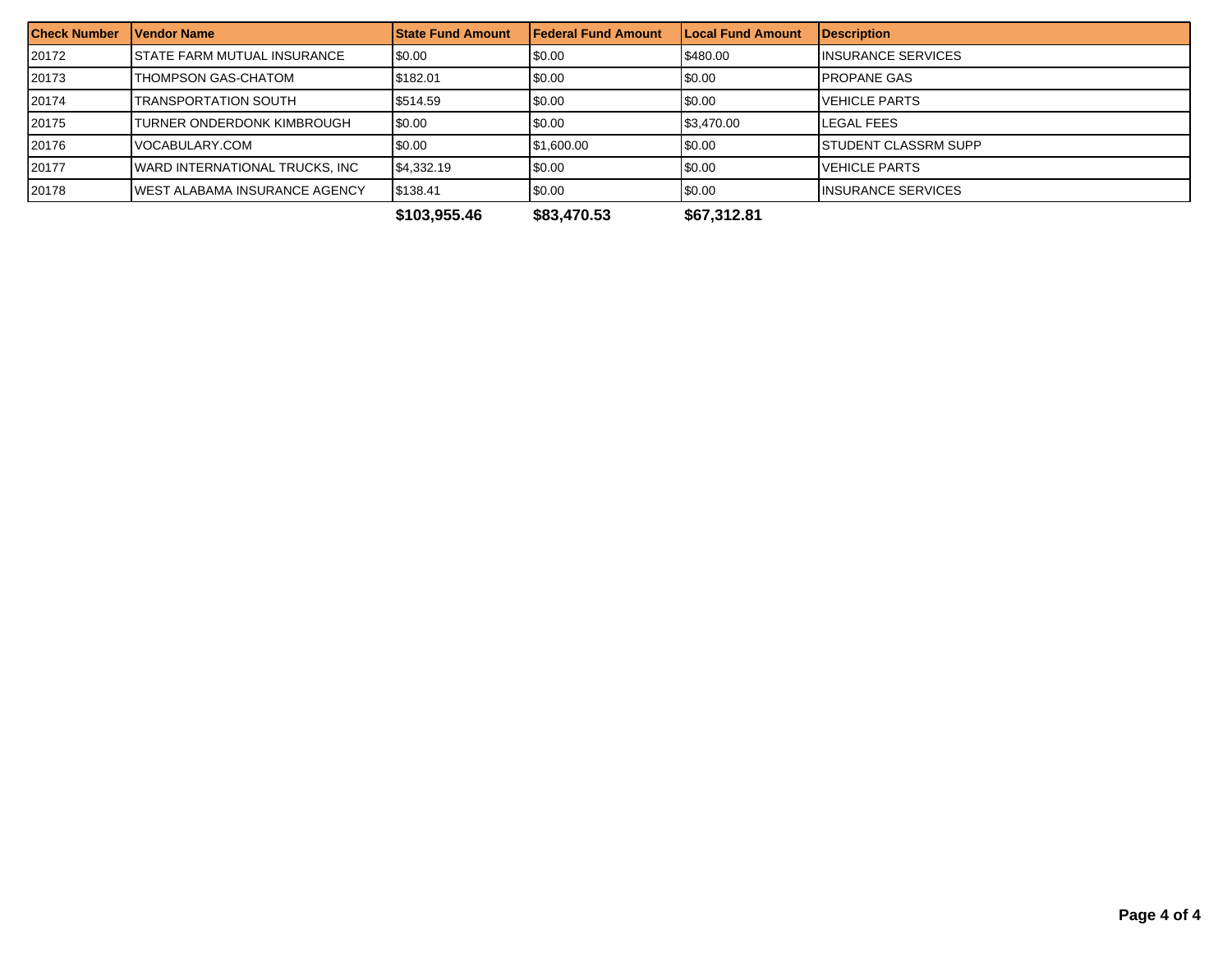| Check Number | Vendor Name | State Fund Amount | Federal Fund Amount | Local Fund Amount | Description |
| --- | --- | --- | --- | --- | --- |
| 20172 | STATE FARM MUTUAL INSURANCE | $0.00 | $0.00 | $480.00 | INSURANCE SERVICES |
| 20173 | THOMPSON GAS-CHATOM | $182.01 | $0.00 | $0.00 | PROPANE GAS |
| 20174 | TRANSPORTATION SOUTH | $514.59 | $0.00 | $0.00 | VEHICLE PARTS |
| 20175 | TURNER ONDERDONK KIMBROUGH | $0.00 | $0.00 | $3,470.00 | LEGAL FEES |
| 20176 | VOCABULARY.COM | $0.00 | $1,600.00 | $0.00 | STUDENT CLASSRM SUPP |
| 20177 | WARD INTERNATIONAL TRUCKS, INC | $4,332.19 | $0.00 | $0.00 | VEHICLE PARTS |
| 20178 | WEST ALABAMA INSURANCE AGENCY | $138.41 | $0.00 | $0.00 | INSURANCE SERVICES |
| | | **$103,955.46** | **$83,470.53** | **$67,312.81** | |